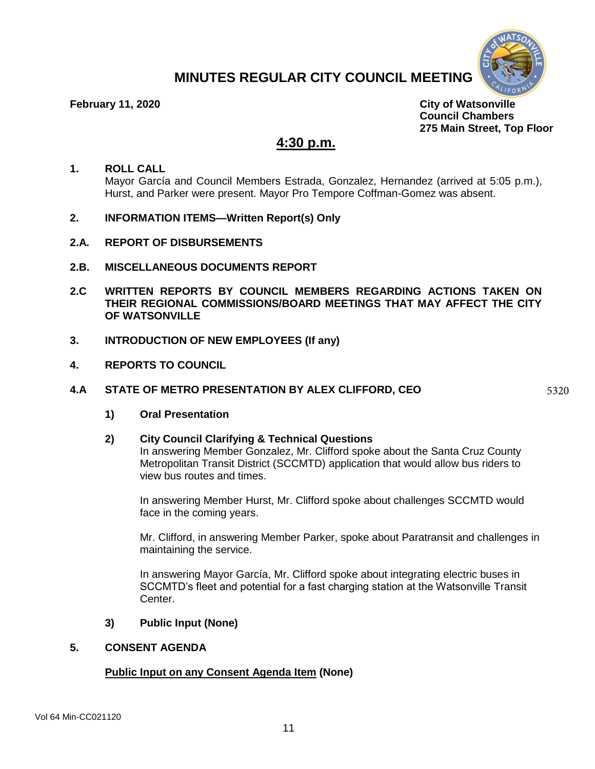# MINUTES REGULAR CITY COUNCIL MEETING

**February 11, 2020**

**City of Watsonville**
**Council Chambers**
**275 Main Street, Top Floor**

## 4:30 p.m.

**1. ROLL CALL**

Mayor García and Council Members Estrada, Gonzalez, Hernandez (arrived at 5:05 p.m.), Hurst, and Parker were present. Mayor Pro Tempore Coffman-Gomez was absent.

**2. INFORMATION ITEMS—Written Report(s) Only**

**2.A. REPORT OF DISBURSEMENTS**

**2.B. MISCELLANEOUS DOCUMENTS REPORT**

**2.C WRITTEN REPORTS BY COUNCIL MEMBERS REGARDING ACTIONS TAKEN ON THEIR REGIONAL COMMISSIONS/BOARD MEETINGS THAT MAY AFFECT THE CITY OF WATSONVILLE**

**3. INTRODUCTION OF NEW EMPLOYEES (If any)**

**4. REPORTS TO COUNCIL**

**4.A STATE OF METRO PRESENTATION BY ALEX CLIFFORD, CEO** 5320

**1) Oral Presentation**

**2) City Council Clarifying & Technical Questions**

In answering Member Gonzalez, Mr. Clifford spoke about the Santa Cruz County Metropolitan Transit District (SCCMTD) application that would allow bus riders to view bus routes and times.

In answering Member Hurst, Mr. Clifford spoke about challenges SCCMTD would face in the coming years.

Mr. Clifford, in answering Member Parker, spoke about Paratransit and challenges in maintaining the service.

In answering Mayor García, Mr. Clifford spoke about integrating electric buses in SCCMTD's fleet and potential for a fast charging station at the Watsonville Transit Center.

**3) Public Input (None)**

**5. CONSENT AGENDA**

**Public Input on any Consent Agenda Item (None)**

Vol 64 Min-CC021120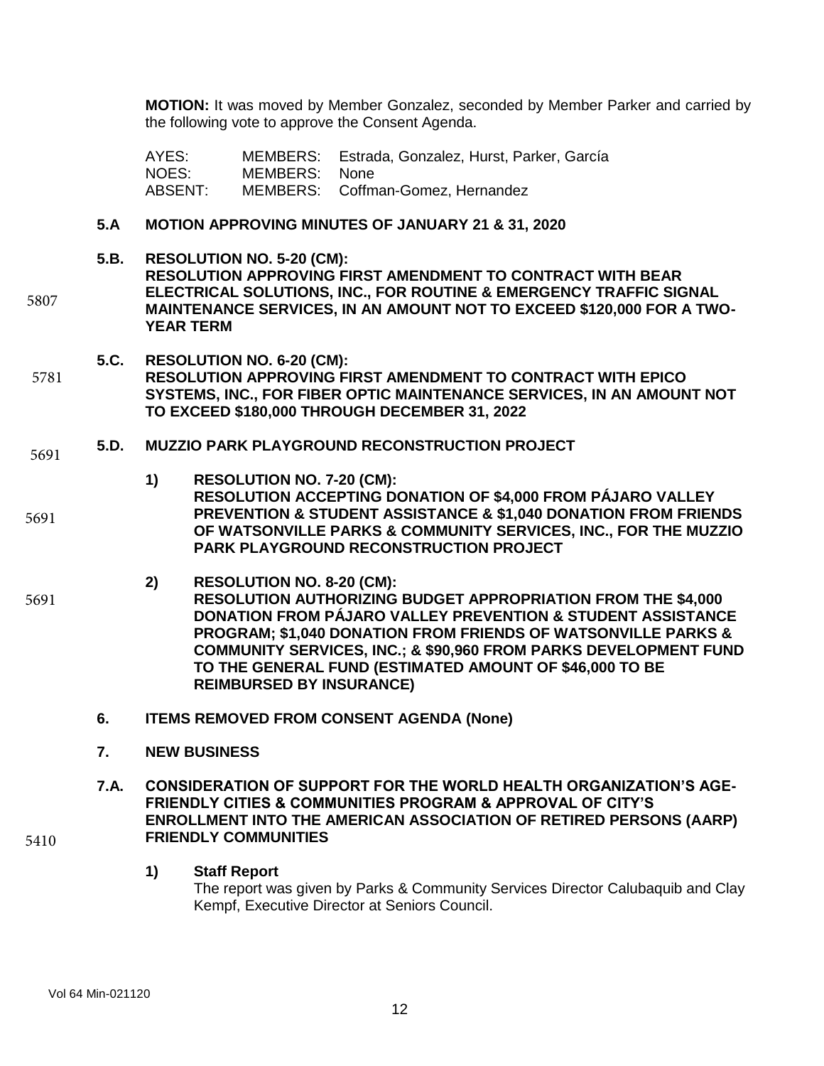**MOTION:** It was moved by Member Gonzalez, seconded by Member Parker and carried by the following vote to approve the Consent Agenda.

| | | |
|---|---|---|
| AYES: | MEMBERS: | Estrada, Gonzalez, Hurst, Parker, García |
| NOES: | MEMBERS: | None |
| ABSENT: | MEMBERS: | Coffman-Gomez, Hernandez |

**5.A MOTION APPROVING MINUTES OF JANUARY 21 & 31, 2020**

5807

**5.B. RESOLUTION NO. 5-20 (CM):**
**RESOLUTION APPROVING FIRST AMENDMENT TO CONTRACT WITH BEAR ELECTRICAL SOLUTIONS, INC., FOR ROUTINE & EMERGENCY TRAFFIC SIGNAL MAINTENANCE SERVICES, IN AN AMOUNT NOT TO EXCEED $120,000 FOR A TWO-YEAR TERM**

5781

**5.C. RESOLUTION NO. 6-20 (CM):**
**RESOLUTION APPROVING FIRST AMENDMENT TO CONTRACT WITH EPICO SYSTEMS, INC., FOR FIBER OPTIC MAINTENANCE SERVICES, IN AN AMOUNT NOT TO EXCEED $180,000 THROUGH DECEMBER 31, 2022**

5691

**5.D. MUZZIO PARK PLAYGROUND RECONSTRUCTION PROJECT**

5691

**1) RESOLUTION NO. 7-20 (CM):**
**RESOLUTION ACCEPTING DONATION OF $4,000 FROM PÁJARO VALLEY PREVENTION & STUDENT ASSISTANCE & $1,040 DONATION FROM FRIENDS OF WATSONVILLE PARKS & COMMUNITY SERVICES, INC., FOR THE MUZZIO PARK PLAYGROUND RECONSTRUCTION PROJECT**

5691

**2) RESOLUTION NO. 8-20 (CM):**
**RESOLUTION AUTHORIZING BUDGET APPROPRIATION FROM THE $4,000 DONATION FROM PÁJARO VALLEY PREVENTION & STUDENT ASSISTANCE PROGRAM; $1,040 DONATION FROM FRIENDS OF WATSONVILLE PARKS & COMMUNITY SERVICES, INC.; & $90,960 FROM PARKS DEVELOPMENT FUND TO THE GENERAL FUND (ESTIMATED AMOUNT OF $46,000 TO BE REIMBURSED BY INSURANCE)**

**6. ITEMS REMOVED FROM CONSENT AGENDA (None)**

**7. NEW BUSINESS**

5410

**7.A. CONSIDERATION OF SUPPORT FOR THE WORLD HEALTH ORGANIZATION'S AGE-FRIENDLY CITIES & COMMUNITIES PROGRAM & APPROVAL OF CITY'S ENROLLMENT INTO THE AMERICAN ASSOCIATION OF RETIRED PERSONS (AARP) FRIENDLY COMMUNITIES**

**1) Staff Report**

The report was given by Parks & Community Services Director Calubaquib and Clay Kempf, Executive Director at Seniors Council.

Vol 64 Min-021120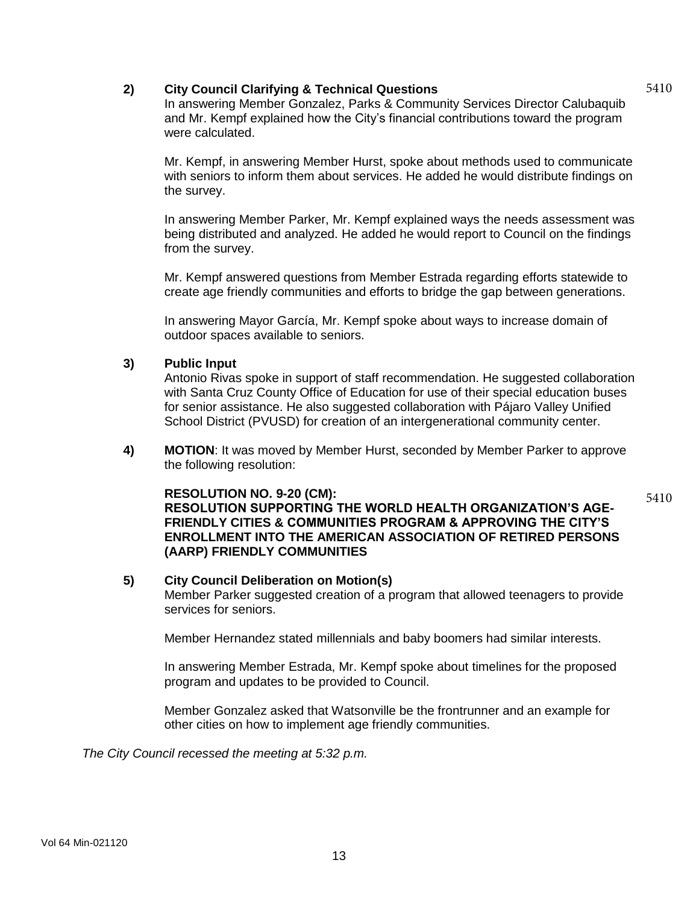**2) City Council Clarifying & Technical Questions**

5410

In answering Member Gonzalez, Parks & Community Services Director Calubaquib and Mr. Kempf explained how the City's financial contributions toward the program were calculated.

Mr. Kempf, in answering Member Hurst, spoke about methods used to communicate with seniors to inform them about services. He added he would distribute findings on the survey.

In answering Member Parker, Mr. Kempf explained ways the needs assessment was being distributed and analyzed. He added he would report to Council on the findings from the survey.

Mr. Kempf answered questions from Member Estrada regarding efforts statewide to create age friendly communities and efforts to bridge the gap between generations.

In answering Mayor García, Mr. Kempf spoke about ways to increase domain of outdoor spaces available to seniors.

**3) Public Input**

Antonio Rivas spoke in support of staff recommendation. He suggested collaboration with Santa Cruz County Office of Education for use of their special education buses for senior assistance. He also suggested collaboration with Pájaro Valley Unified School District (PVUSD) for creation of an intergenerational community center.

**4) MOTION**: It was moved by Member Hurst, seconded by Member Parker to approve the following resolution:

**RESOLUTION NO. 9-20 (CM):**
**RESOLUTION SUPPORTING THE WORLD HEALTH ORGANIZATION'S AGE-FRIENDLY CITIES & COMMUNITIES PROGRAM & APPROVING THE CITY'S ENROLLMENT INTO THE AMERICAN ASSOCIATION OF RETIRED PERSONS (AARP) FRIENDLY COMMUNITIES**

5410

**5) City Council Deliberation on Motion(s)**

Member Parker suggested creation of a program that allowed teenagers to provide services for seniors.

Member Hernandez stated millennials and baby boomers had similar interests.

In answering Member Estrada, Mr. Kempf spoke about timelines for the proposed program and updates to be provided to Council.

Member Gonzalez asked that Watsonville be the frontrunner and an example for other cities on how to implement age friendly communities.

*The City Council recessed the meeting at 5:32 p.m.*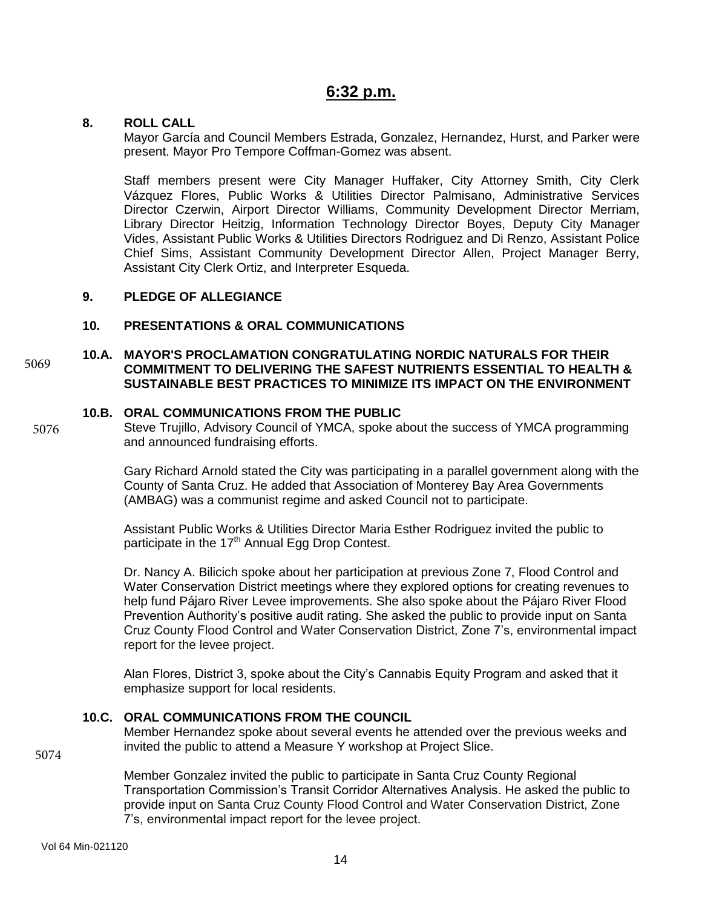## 6:32 p.m.

### 8. ROLL CALL

Mayor García and Council Members Estrada, Gonzalez, Hernandez, Hurst, and Parker were present. Mayor Pro Tempore Coffman-Gomez was absent.

Staff members present were City Manager Huffaker, City Attorney Smith, City Clerk Vázquez Flores, Public Works & Utilities Director Palmisano, Administrative Services Director Czerwin, Airport Director Williams, Community Development Director Merriam, Library Director Heitzig, Information Technology Director Boyes, Deputy City Manager Vides, Assistant Public Works & Utilities Directors Rodriguez and Di Renzo, Assistant Police Chief Sims, Assistant Community Development Director Allen, Project Manager Berry, Assistant City Clerk Ortiz, and Interpreter Esqueda.

### 9. PLEDGE OF ALLEGIANCE

### 10. PRESENTATIONS & ORAL COMMUNICATIONS

5069

### 10.A. MAYOR'S PROCLAMATION CONGRATULATING NORDIC NATURALS FOR THEIR COMMITMENT TO DELIVERING THE SAFEST NUTRIENTS ESSENTIAL TO HEALTH & SUSTAINABLE BEST PRACTICES TO MINIMIZE ITS IMPACT ON THE ENVIRONMENT

### 10.B. ORAL COMMUNICATIONS FROM THE PUBLIC

5076

Steve Trujillo, Advisory Council of YMCA, spoke about the success of YMCA programming and announced fundraising efforts.

Gary Richard Arnold stated the City was participating in a parallel government along with the County of Santa Cruz. He added that Association of Monterey Bay Area Governments (AMBAG) was a communist regime and asked Council not to participate.

Assistant Public Works & Utilities Director Maria Esther Rodriguez invited the public to participate in the 17th Annual Egg Drop Contest.

Dr. Nancy A. Bilicich spoke about her participation at previous Zone 7, Flood Control and Water Conservation District meetings where they explored options for creating revenues to help fund Pájaro River Levee improvements. She also spoke about the Pájaro River Flood Prevention Authority's positive audit rating. She asked the public to provide input on Santa Cruz County Flood Control and Water Conservation District, Zone 7's, environmental impact report for the levee project.

Alan Flores, District 3, spoke about the City's Cannabis Equity Program and asked that it emphasize support for local residents.

### 10.C. ORAL COMMUNICATIONS FROM THE COUNCIL

Member Hernandez spoke about several events he attended over the previous weeks and invited the public to attend a Measure Y workshop at Project Slice.

5074

Member Gonzalez invited the public to participate in Santa Cruz County Regional Transportation Commission's Transit Corridor Alternatives Analysis. He asked the public to provide input on Santa Cruz County Flood Control and Water Conservation District, Zone 7's, environmental impact report for the levee project.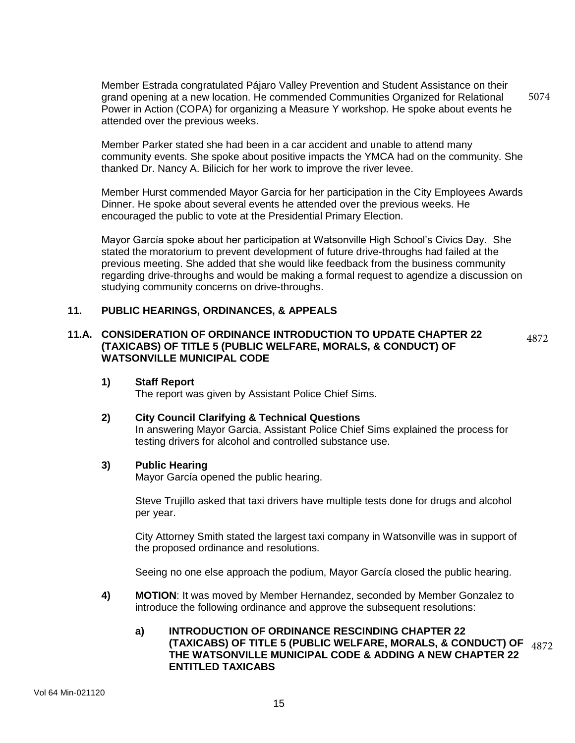Member Estrada congratulated Pájaro Valley Prevention and Student Assistance on their grand opening at a new location. He commended Communities Organized for Relational Power in Action (COPA) for organizing a Measure Y workshop. He spoke about events he attended over the previous weeks. 5074

Member Parker stated she had been in a car accident and unable to attend many community events. She spoke about positive impacts the YMCA had on the community. She thanked Dr. Nancy A. Bilicich for her work to improve the river levee.

Member Hurst commended Mayor Garcia for her participation in the City Employees Awards Dinner. He spoke about several events he attended over the previous weeks. He encouraged the public to vote at the Presidential Primary Election.

Mayor García spoke about her participation at Watsonville High School's Civics Day. She stated the moratorium to prevent development of future drive-throughs had failed at the previous meeting. She added that she would like feedback from the business community regarding drive-throughs and would be making a formal request to agendize a discussion on studying community concerns on drive-throughs.

## 11. PUBLIC HEARINGS, ORDINANCES, & APPEALS

### 11.A. CONSIDERATION OF ORDINANCE INTRODUCTION TO UPDATE CHAPTER 22 (TAXICABS) OF TITLE 5 (PUBLIC WELFARE, MORALS, & CONDUCT) OF WATSONVILLE MUNICIPAL CODE 4872

**1) Staff Report**
The report was given by Assistant Police Chief Sims.

**2) City Council Clarifying & Technical Questions**
In answering Mayor Garcia, Assistant Police Chief Sims explained the process for testing drivers for alcohol and controlled substance use.

**3) Public Hearing**
Mayor García opened the public hearing.

Steve Trujillo asked that taxi drivers have multiple tests done for drugs and alcohol per year.

City Attorney Smith stated the largest taxi company in Watsonville was in support of the proposed ordinance and resolutions.

Seeing no one else approach the podium, Mayor García closed the public hearing.

**4) MOTION**: It was moved by Member Hernandez, seconded by Member Gonzalez to introduce the following ordinance and approve the subsequent resolutions:

**a) INTRODUCTION OF ORDINANCE RESCINDING CHAPTER 22 (TAXICABS) OF TITLE 5 (PUBLIC WELFARE, MORALS, & CONDUCT) OF THE WATSONVILLE MUNICIPAL CODE & ADDING A NEW CHAPTER 22 ENTITLED TAXICABS** 4872

Vol 64 Min-021120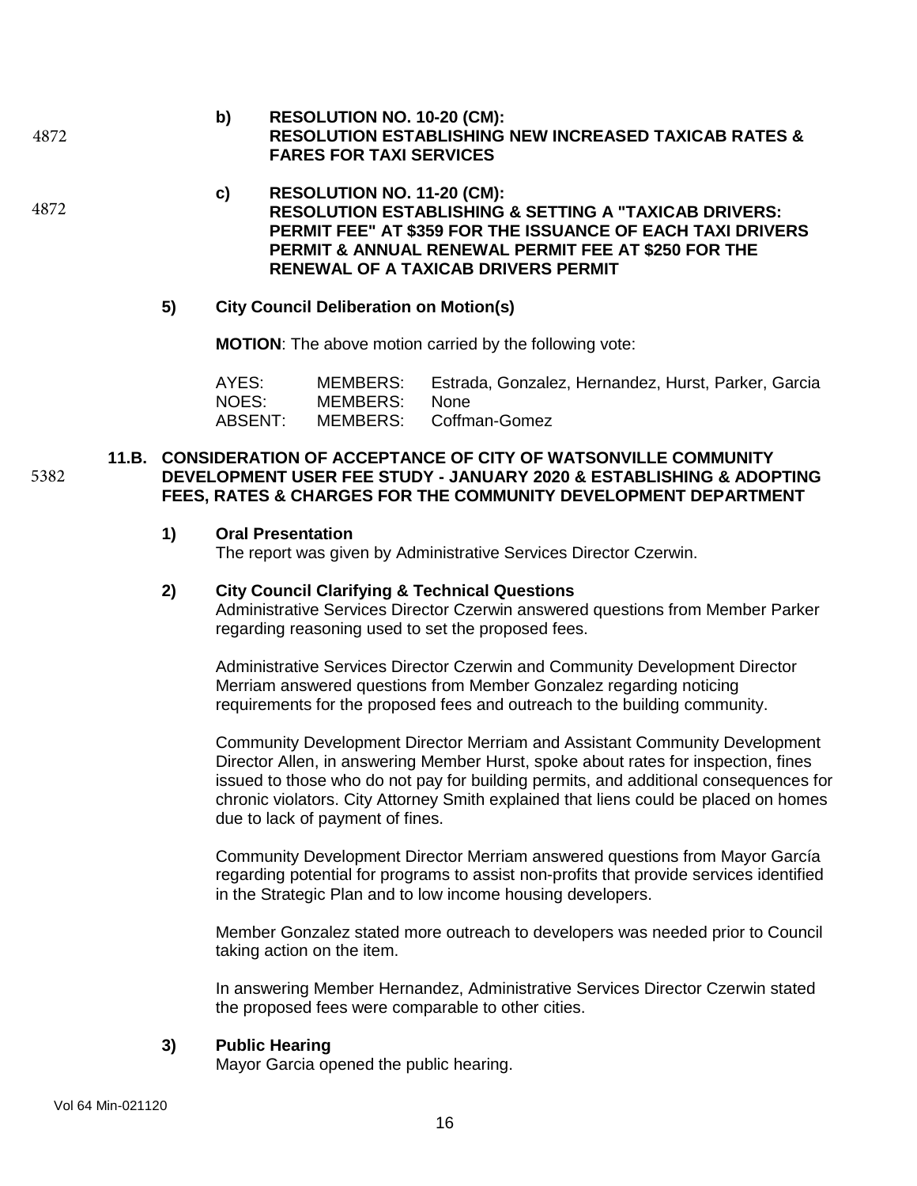4872

**b) RESOLUTION NO. 10-20 (CM):**
**RESOLUTION ESTABLISHING NEW INCREASED TAXICAB RATES & FARES FOR TAXI SERVICES**

4872

**c) RESOLUTION NO. 11-20 (CM):**
**RESOLUTION ESTABLISHING & SETTING A "TAXICAB DRIVERS: PERMIT FEE" AT $359 FOR THE ISSUANCE OF EACH TAXI DRIVERS PERMIT & ANNUAL RENEWAL PERMIT FEE AT $250 FOR THE RENEWAL OF A TAXICAB DRIVERS PERMIT**

**5) City Council Deliberation on Motion(s)**

**MOTION**: The above motion carried by the following vote:

| | | |
|---|---|---|
| AYES: | MEMBERS: | Estrada, Gonzalez, Hernandez, Hurst, Parker, Garcia |
| NOES: | MEMBERS: | None |
| ABSENT: | MEMBERS: | Coffman-Gomez |

5382

**11.B. CONSIDERATION OF ACCEPTANCE OF CITY OF WATSONVILLE COMMUNITY DEVELOPMENT USER FEE STUDY - JANUARY 2020 & ESTABLISHING & ADOPTING FEES, RATES & CHARGES FOR THE COMMUNITY DEVELOPMENT DEPARTMENT**

**1) Oral Presentation**
The report was given by Administrative Services Director Czerwin.

**2) City Council Clarifying & Technical Questions**
Administrative Services Director Czerwin answered questions from Member Parker regarding reasoning used to set the proposed fees.

Administrative Services Director Czerwin and Community Development Director Merriam answered questions from Member Gonzalez regarding noticing requirements for the proposed fees and outreach to the building community.

Community Development Director Merriam and Assistant Community Development Director Allen, in answering Member Hurst, spoke about rates for inspection, fines issued to those who do not pay for building permits, and additional consequences for chronic violators. City Attorney Smith explained that liens could be placed on homes due to lack of payment of fines.

Community Development Director Merriam answered questions from Mayor García regarding potential for programs to assist non-profits that provide services identified in the Strategic Plan and to low income housing developers.

Member Gonzalez stated more outreach to developers was needed prior to Council taking action on the item.

In answering Member Hernandez, Administrative Services Director Czerwin stated the proposed fees were comparable to other cities.

**3) Public Hearing**
Mayor Garcia opened the public hearing.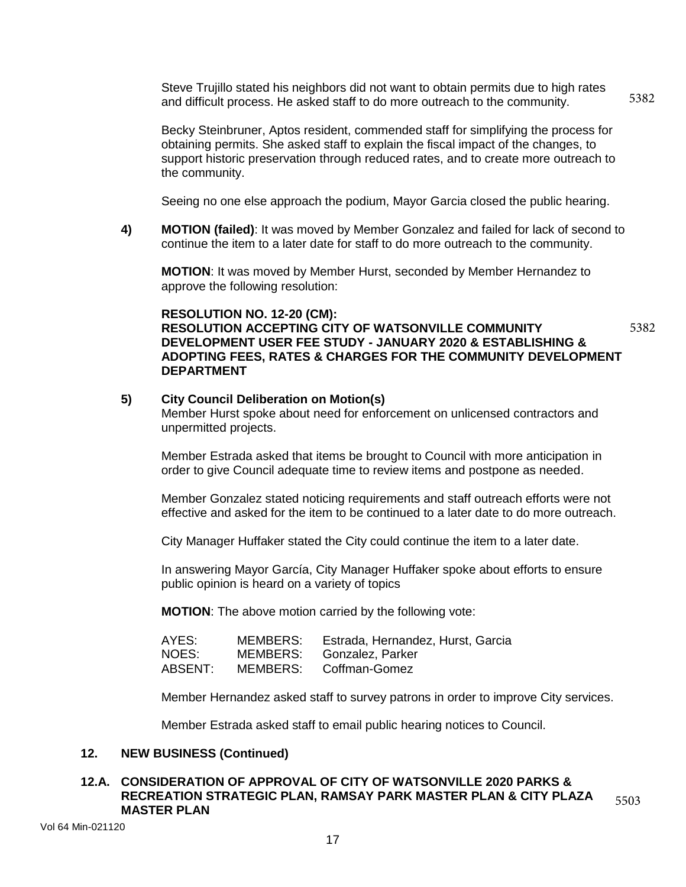Steve Trujillo stated his neighbors did not want to obtain permits due to high rates and difficult process. He asked staff to do more outreach to the community. 5382

Becky Steinbruner, Aptos resident, commended staff for simplifying the process for obtaining permits. She asked staff to explain the fiscal impact of the changes, to support historic preservation through reduced rates, and to create more outreach to the community.

Seeing no one else approach the podium, Mayor Garcia closed the public hearing.

**4) MOTION (failed)**: It was moved by Member Gonzalez and failed for lack of second to continue the item to a later date for staff to do more outreach to the community.

**MOTION**: It was moved by Member Hurst, seconded by Member Hernandez to approve the following resolution:

**RESOLUTION NO. 12-20 (CM):**
**RESOLUTION ACCEPTING CITY OF WATSONVILLE COMMUNITY DEVELOPMENT USER FEE STUDY - JANUARY 2020 & ESTABLISHING & ADOPTING FEES, RATES & CHARGES FOR THE COMMUNITY DEVELOPMENT DEPARTMENT** 5382

**5) City Council Deliberation on Motion(s)**

Member Hurst spoke about need for enforcement on unlicensed contractors and unpermitted projects.

Member Estrada asked that items be brought to Council with more anticipation in order to give Council adequate time to review items and postpone as needed.

Member Gonzalez stated noticing requirements and staff outreach efforts were not effective and asked for the item to be continued to a later date to do more outreach.

City Manager Huffaker stated the City could continue the item to a later date.

In answering Mayor García, City Manager Huffaker spoke about efforts to ensure public opinion is heard on a variety of topics

**MOTION**: The above motion carried by the following vote:

| | | |
|---|---|---|
| AYES: | MEMBERS: | Estrada, Hernandez, Hurst, Garcia |
| NOES: | MEMBERS: | Gonzalez, Parker |
| ABSENT: | MEMBERS: | Coffman-Gomez |

Member Hernandez asked staff to survey patrons in order to improve City services.

Member Estrada asked staff to email public hearing notices to Council.

## 12. NEW BUSINESS (Continued)

### 12.A. CONSIDERATION OF APPROVAL OF CITY OF WATSONVILLE 2020 PARKS & RECREATION STRATEGIC PLAN, RAMSAY PARK MASTER PLAN & CITY PLAZA MASTER PLAN 5503

Vol 64 Min-021120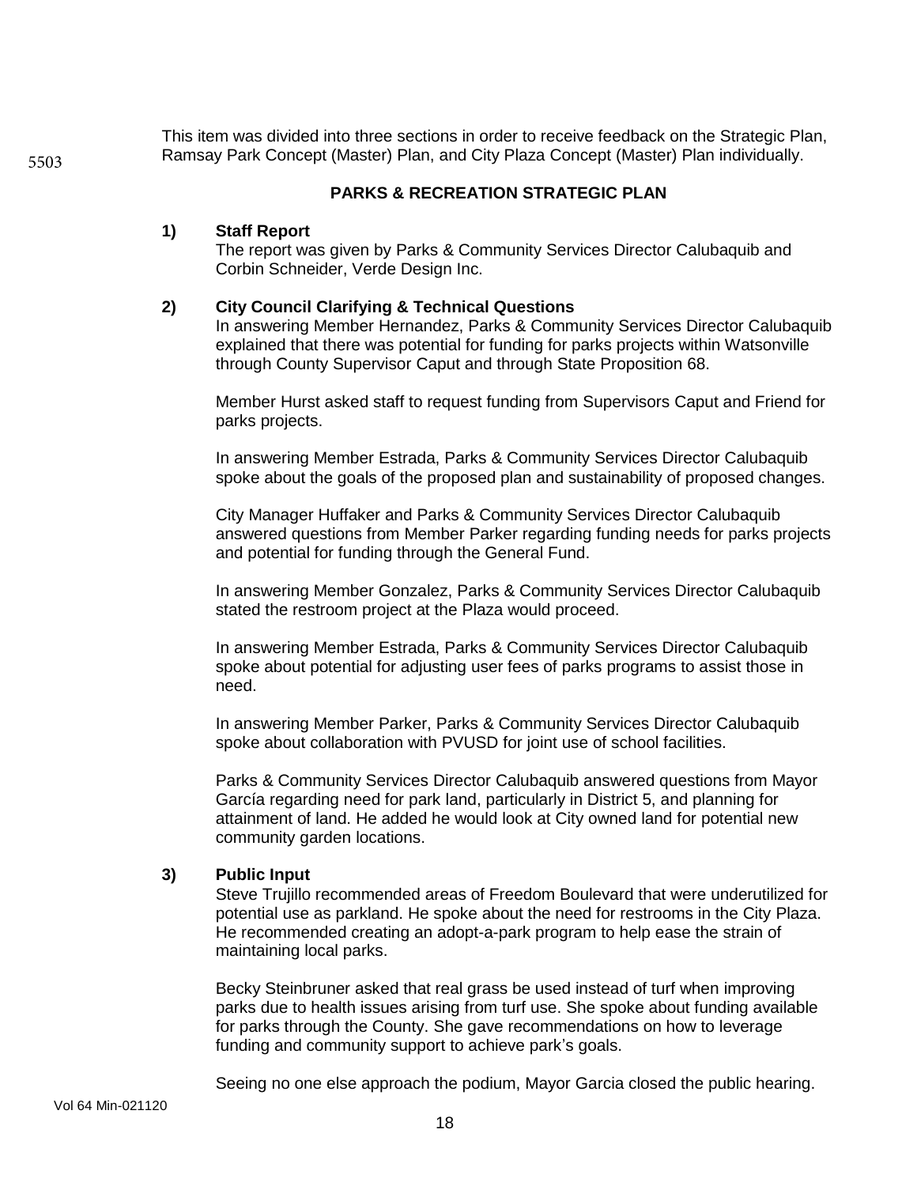This item was divided into three sections in order to receive feedback on the Strategic Plan, Ramsay Park Concept (Master) Plan, and City Plaza Concept (Master) Plan individually.

**PARKS & RECREATION STRATEGIC PLAN**

**1) Staff Report**

The report was given by Parks & Community Services Director Calubaquib and Corbin Schneider, Verde Design Inc.

**2) City Council Clarifying & Technical Questions**

In answering Member Hernandez, Parks & Community Services Director Calubaquib explained that there was potential for funding for parks projects within Watsonville through County Supervisor Caput and through State Proposition 68.

Member Hurst asked staff to request funding from Supervisors Caput and Friend for parks projects.

In answering Member Estrada, Parks & Community Services Director Calubaquib spoke about the goals of the proposed plan and sustainability of proposed changes.

City Manager Huffaker and Parks & Community Services Director Calubaquib answered questions from Member Parker regarding funding needs for parks projects and potential for funding through the General Fund.

In answering Member Gonzalez, Parks & Community Services Director Calubaquib stated the restroom project at the Plaza would proceed.

In answering Member Estrada, Parks & Community Services Director Calubaquib spoke about potential for adjusting user fees of parks programs to assist those in need.

In answering Member Parker, Parks & Community Services Director Calubaquib spoke about collaboration with PVUSD for joint use of school facilities.

Parks & Community Services Director Calubaquib answered questions from Mayor García regarding need for park land, particularly in District 5, and planning for attainment of land. He added he would look at City owned land for potential new community garden locations.

**3) Public Input**

Steve Trujillo recommended areas of Freedom Boulevard that were underutilized for potential use as parkland. He spoke about the need for restrooms in the City Plaza. He recommended creating an adopt-a-park program to help ease the strain of maintaining local parks.

Becky Steinbruner asked that real grass be used instead of turf when improving parks due to health issues arising from turf use. She spoke about funding available for parks through the County. She gave recommendations on how to leverage funding and community support to achieve park's goals.

Seeing no one else approach the podium, Mayor Garcia closed the public hearing.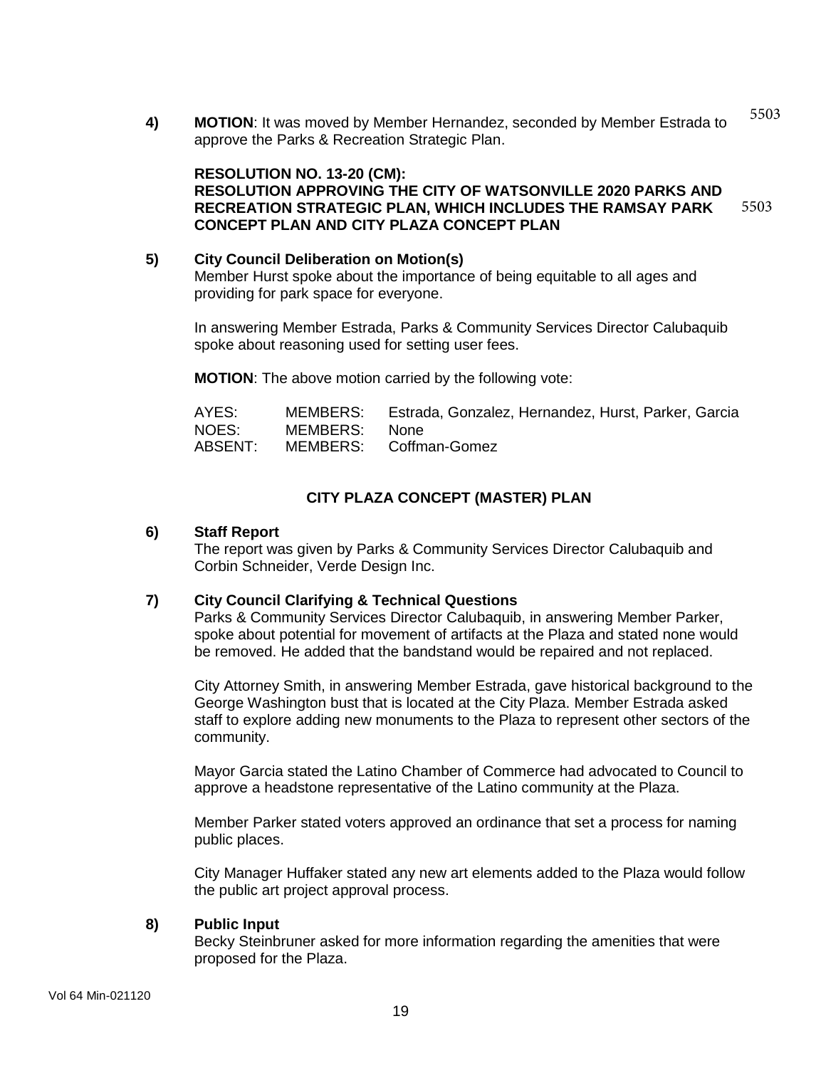**4) MOTION**: It was moved by Member Hernandez, seconded by Member Estrada to approve the Parks & Recreation Strategic Plan. 5503

**RESOLUTION NO. 13-20 (CM):**
**RESOLUTION APPROVING THE CITY OF WATSONVILLE 2020 PARKS AND RECREATION STRATEGIC PLAN, WHICH INCLUDES THE RAMSAY PARK CONCEPT PLAN AND CITY PLAZA CONCEPT PLAN** 5503

**5) City Council Deliberation on Motion(s)**

Member Hurst spoke about the importance of being equitable to all ages and providing for park space for everyone.

In answering Member Estrada, Parks & Community Services Director Calubaquib spoke about reasoning used for setting user fees.

**MOTION**: The above motion carried by the following vote:

| | | |
|---|---|---|
| AYES: | MEMBERS: | Estrada, Gonzalez, Hernandez, Hurst, Parker, Garcia |
| NOES: | MEMBERS: | None |
| ABSENT: | MEMBERS: | Coffman-Gomez |

## CITY PLAZA CONCEPT (MASTER) PLAN

**6) Staff Report**

The report was given by Parks & Community Services Director Calubaquib and Corbin Schneider, Verde Design Inc.

**7) City Council Clarifying & Technical Questions**

Parks & Community Services Director Calubaquib, in answering Member Parker, spoke about potential for movement of artifacts at the Plaza and stated none would be removed. He added that the bandstand would be repaired and not replaced.

City Attorney Smith, in answering Member Estrada, gave historical background to the George Washington bust that is located at the City Plaza. Member Estrada asked staff to explore adding new monuments to the Plaza to represent other sectors of the community.

Mayor Garcia stated the Latino Chamber of Commerce had advocated to Council to approve a headstone representative of the Latino community at the Plaza.

Member Parker stated voters approved an ordinance that set a process for naming public places.

City Manager Huffaker stated any new art elements added to the Plaza would follow the public art project approval process.

**8) Public Input**

Becky Steinbruner asked for more information regarding the amenities that were proposed for the Plaza.

Vol 64 Min-021120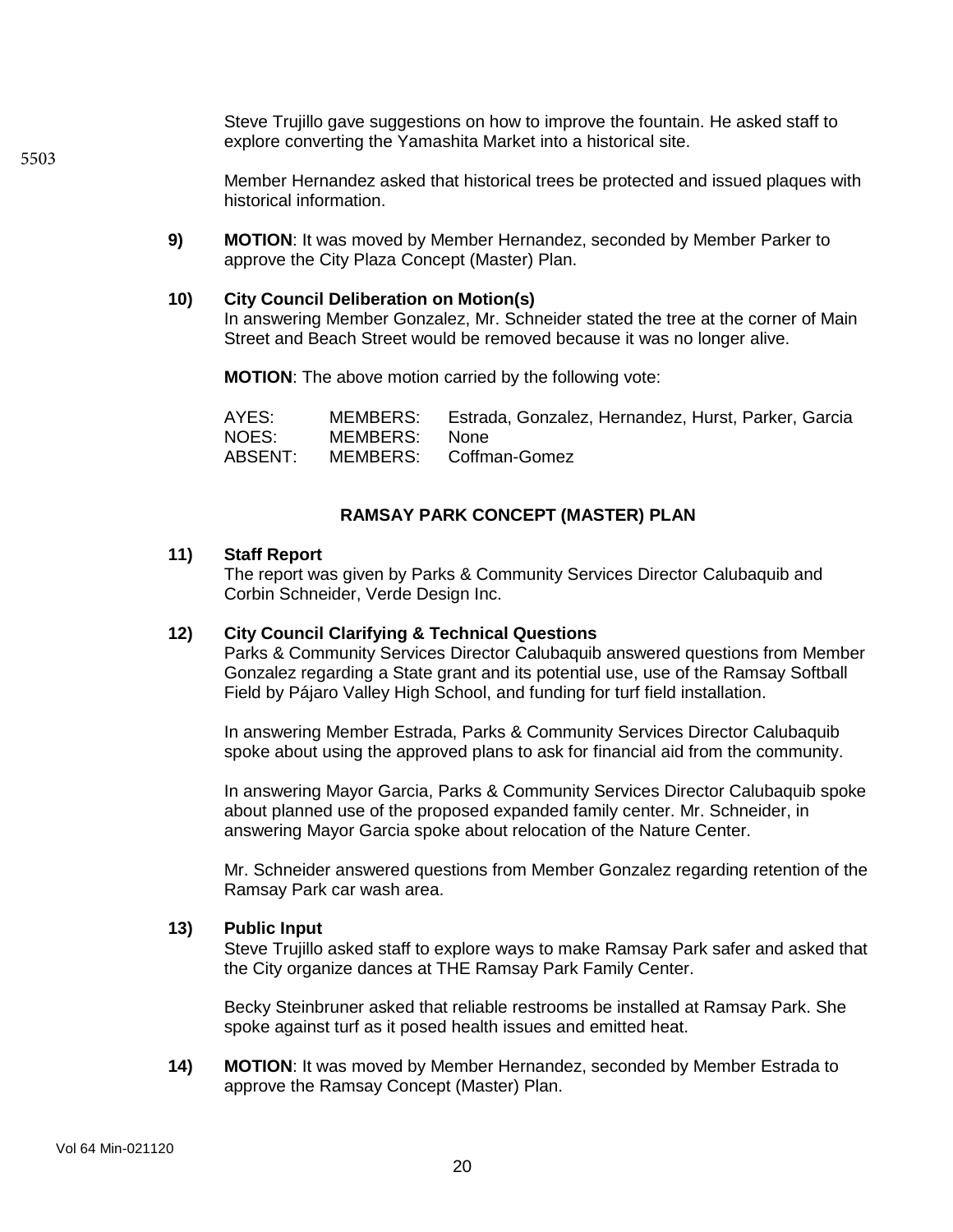Steve Trujillo gave suggestions on how to improve the fountain. He asked staff to explore converting the Yamashita Market into a historical site.

Member Hernandez asked that historical trees be protected and issued plaques with historical information.

**9)** **MOTION**: It was moved by Member Hernandez, seconded by Member Parker to approve the City Plaza Concept (Master) Plan.

**10)** **City Council Deliberation on Motion(s)**
In answering Member Gonzalez, Mr. Schneider stated the tree at the corner of Main Street and Beach Street would be removed because it was no longer alive.

**MOTION**: The above motion carried by the following vote:

| | | |
|---|---|---|
| AYES: | MEMBERS: | Estrada, Gonzalez, Hernandez, Hurst, Parker, Garcia |
| NOES: | MEMBERS: | None |
| ABSENT: | MEMBERS: | Coffman-Gomez |

## RAMSAY PARK CONCEPT (MASTER) PLAN

**11)** **Staff Report**
The report was given by Parks & Community Services Director Calubaquib and Corbin Schneider, Verde Design Inc.

**12)** **City Council Clarifying & Technical Questions**
Parks & Community Services Director Calubaquib answered questions from Member Gonzalez regarding a State grant and its potential use, use of the Ramsay Softball Field by Pájaro Valley High School, and funding for turf field installation.

In answering Member Estrada, Parks & Community Services Director Calubaquib spoke about using the approved plans to ask for financial aid from the community.

In answering Mayor Garcia, Parks & Community Services Director Calubaquib spoke about planned use of the proposed expanded family center. Mr. Schneider, in answering Mayor Garcia spoke about relocation of the Nature Center.

Mr. Schneider answered questions from Member Gonzalez regarding retention of the Ramsay Park car wash area.

**13)** **Public Input**
Steve Trujillo asked staff to explore ways to make Ramsay Park safer and asked that the City organize dances at THE Ramsay Park Family Center.

Becky Steinbruner asked that reliable restrooms be installed at Ramsay Park. She spoke against turf as it posed health issues and emitted heat.

**14)** **MOTION**: It was moved by Member Hernandez, seconded by Member Estrada to approve the Ramsay Concept (Master) Plan.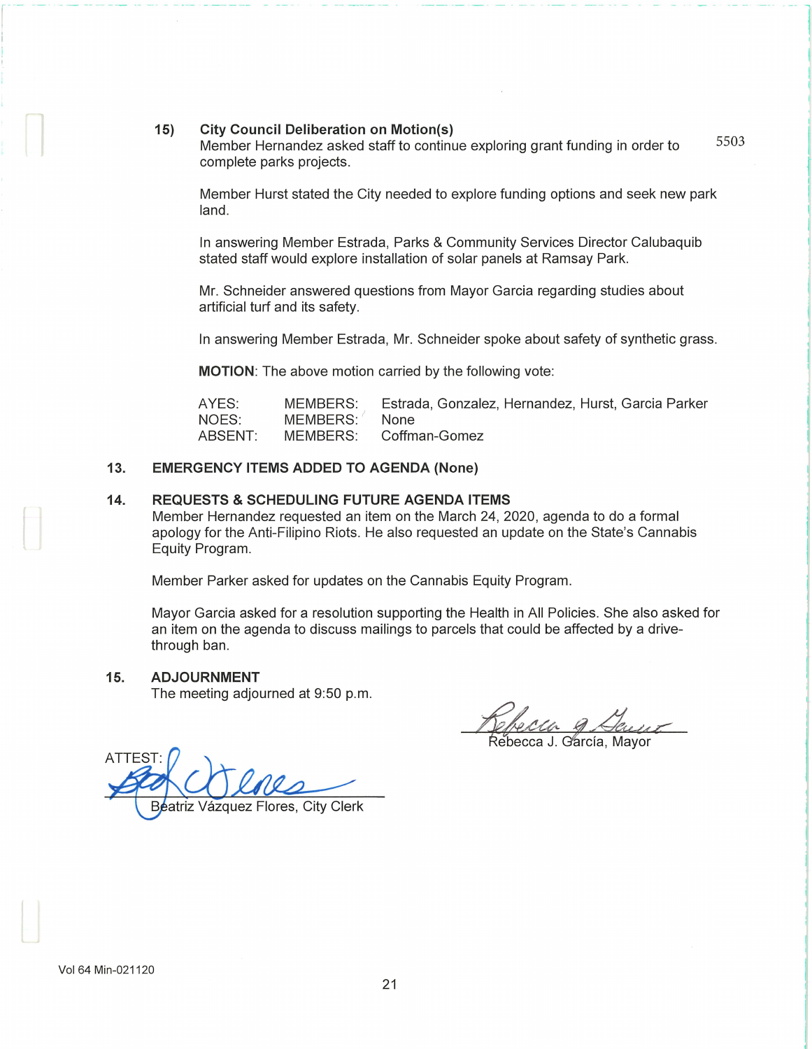15) **City Council Deliberation on Motion(s)**

Member Hernandez asked staff to continue exploring grant funding in order to complete parks projects.

5503

Member Hurst stated the City needed to explore funding options and seek new park land.

In answering Member Estrada, Parks & Community Services Director Calubaquib stated staff would explore installation of solar panels at Ramsay Park.

Mr. Schneider answered questions from Mayor Garcia regarding studies about artificial turf and its safety.

In answering Member Estrada, Mr. Schneider spoke about safety of synthetic grass.

**MOTION**: The above motion carried by the following vote:

| | | |
|---|---|---|
| AYES: | MEMBERS: | Estrada, Gonzalez, Hernandez, Hurst, Garcia Parker |
| NOES: | MEMBERS: | None |
| ABSENT: | MEMBERS: | Coffman-Gomez |

## 13. EMERGENCY ITEMS ADDED TO AGENDA (None)

## 14. REQUESTS & SCHEDULING FUTURE AGENDA ITEMS

Member Hernandez requested an item on the March 24, 2020, agenda to do a formal apology for the Anti-Filipino Riots. He also requested an update on the State's Cannabis Equity Program.

Member Parker asked for updates on the Cannabis Equity Program.

Mayor Garcia asked for a resolution supporting the Health in All Policies. She also asked for an item on the agenda to discuss mailings to parcels that could be affected by a drive-through ban.

## 15. ADJOURNMENT

The meeting adjourned at 9:50 p.m.

Rebecca J. García, Mayor

ATTEST:

Beatriz Vázquez Flores, City Clerk

Vol 64 Min-021120